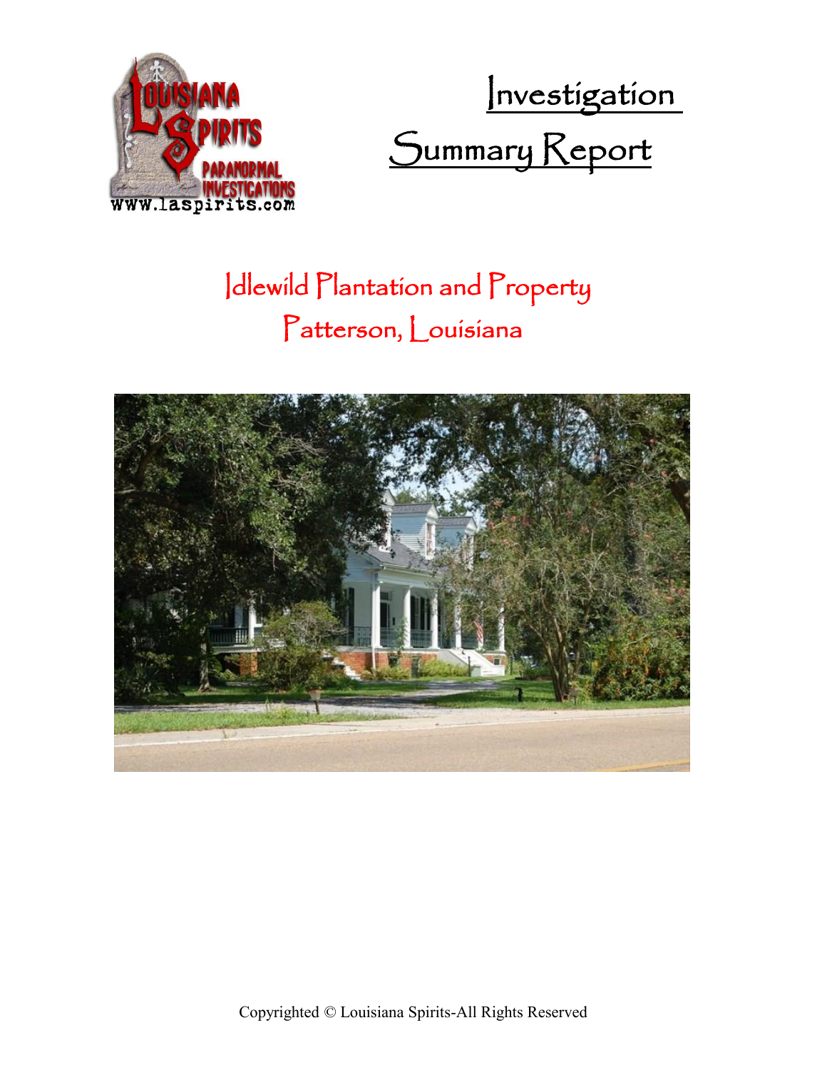# Investigation Summary Report

## Idlewild Plantation and Property
## Patterson, Louisiana

Copyrighted © Louisiana Spirits-All Rights Reserved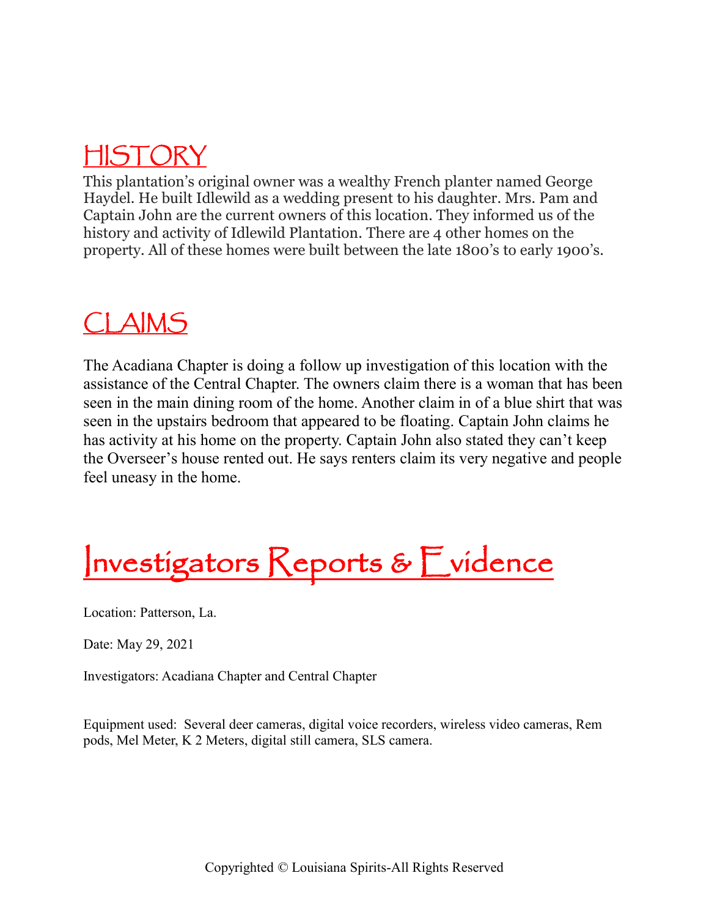# HISTORY

This plantation's original owner was a wealthy French planter named George Haydel. He built Idlewild as a wedding present to his daughter. Mrs. Pam and Captain John are the current owners of this location. They informed us of the history and activity of Idlewild Plantation. There are 4 other homes on the property. All of these homes were built between the late 1800's to early 1900's.

# CLAIMS

The Acadiana Chapter is doing a follow up investigation of this location with the assistance of the Central Chapter. The owners claim there is a woman that has been seen in the main dining room of the home. Another claim in of a blue shirt that was seen in the upstairs bedroom that appeared to be floating. Captain John claims he has activity at his home on the property. Captain John also stated they can't keep the Overseer's house rented out. He says renters claim its very negative and people feel uneasy in the home.

# Investigators Reports & Evidence

Location: Patterson, La.

Date: May 29, 2021

Investigators: Acadiana Chapter and Central Chapter

Equipment used: Several deer cameras, digital voice recorders, wireless video cameras, Rem pods, Mel Meter, K 2 Meters, digital still camera, SLS camera.

Copyrighted © Louisiana Spirits-All Rights Reserved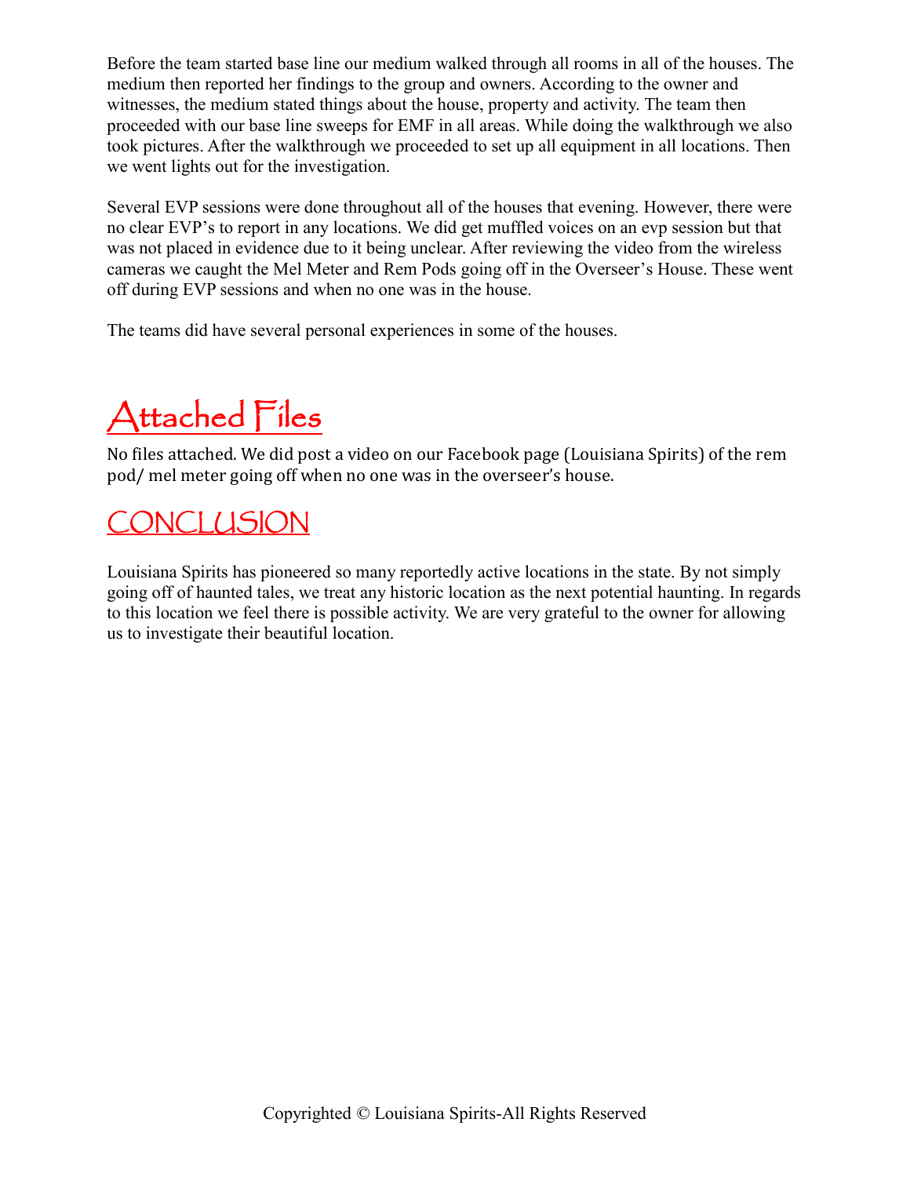Before the team started base line our medium walked through all rooms in all of the houses. The medium then reported her findings to the group and owners. According to the owner and witnesses, the medium stated things about the house, property and activity. The team then proceeded with our base line sweeps for EMF in all areas. While doing the walkthrough we also took pictures. After the walkthrough we proceeded to set up all equipment in all locations. Then we went lights out for the investigation.

Several EVP sessions were done throughout all of the houses that evening. However, there were no clear EVP's to report in any locations. We did get muffled voices on an evp session but that was not placed in evidence due to it being unclear. After reviewing the video from the wireless cameras we caught the Mel Meter and Rem Pods going off in the Overseer's House. These went off during EVP sessions and when no one was in the house.

The teams did have several personal experiences in some of the houses.

# Attached Files

No files attached. We did post a video on our Facebook page (Louisiana Spirits) of the rem pod/ mel meter going off when no one was in the overseer's house.

# CONCLUSION

Louisiana Spirits has pioneered so many reportedly active locations in the state. By not simply going off of haunted tales, we treat any historic location as the next potential haunting. In regards to this location we feel there is possible activity. We are very grateful to the owner for allowing us to investigate their beautiful location.

Copyrighted © Louisiana Spirits-All Rights Reserved